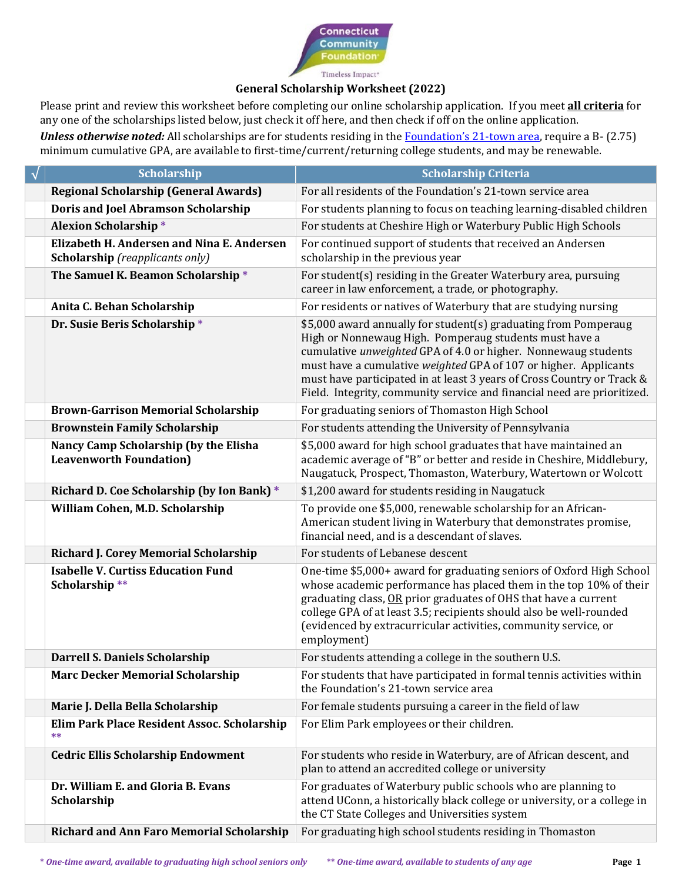Connecticut Community Foundation
Timeless Impact

# General Scholarship Worksheet (2022)

Please print and review this worksheet before completing our online scholarship application. If you meet **all criteria** for any one of the scholarships listed below, just check it off here, and then check if off on the online application.

***Unless otherwise noted:*** All scholarships are for students residing in the Foundation's 21-town area, require a B- (2.75) minimum cumulative GPA, are available to first-time/current/returning college students, and may be renewable.

| √ | Scholarship | Scholarship Criteria |
|---|---|---|
| | **Regional Scholarship (General Awards)** | For all residents of the Foundation's 21-town service area |
| | **Doris and Joel Abramson Scholarship** | For students planning to focus on teaching learning-disabled children |
| | **Alexion Scholarship** * | For students at Cheshire High or Waterbury Public High Schools |
| | **Elizabeth H. Andersen and Nina E. Andersen Scholarship** *(reapplicants only)* | For continued support of students that received an Andersen scholarship in the previous year |
| | **The Samuel K. Beamon Scholarship** * | For student(s) residing in the Greater Waterbury area, pursuing career in law enforcement, a trade, or photography. |
| | **Anita C. Behan Scholarship** | For residents or natives of Waterbury that are studying nursing |
| | **Dr. Susie Beris Scholarship** * | $5,000 award annually for student(s) graduating from Pomperaug High or Nonnewaug High. Pomperaug students must have a cumulative *unweighted* GPA of 4.0 or higher. Nonnewaug students must have a cumulative *weighted* GPA of 107 or higher. Applicants must have participated in at least 3 years of Cross Country or Track & Field. Integrity, community service and financial need are prioritized. |
| | **Brown-Garrison Memorial Scholarship** | For graduating seniors of Thomaston High School |
| | **Brownstein Family Scholarship** | For students attending the University of Pennsylvania |
| | **Nancy Camp Scholarship (by the Elisha Leavenworth Foundation)** | $5,000 award for high school graduates that have maintained an academic average of "B" or better and reside in Cheshire, Middlebury, Naugatuck, Prospect, Thomaston, Waterbury, Watertown or Wolcott |
| | **Richard D. Coe Scholarship (by Ion Bank)** * | $1,200 award for students residing in Naugatuck |
| | **William Cohen, M.D. Scholarship** | To provide one $5,000, renewable scholarship for an African-American student living in Waterbury that demonstrates promise, financial need, and is a descendant of slaves. |
| | **Richard J. Corey Memorial Scholarship** | For students of Lebanese descent |
| | **Isabelle V. Curtiss Education Fund Scholarship** ** | One-time $5,000+ award for graduating seniors of Oxford High School whose academic performance has placed them in the top 10% of their graduating class, <u>OR</u> prior graduates of OHS that have a current college GPA of at least 3.5; recipients should also be well-rounded (evidenced by extracurricular activities, community service, or employment) |
| | **Darrell S. Daniels Scholarship** | For students attending a college in the southern U.S. |
| | **Marc Decker Memorial Scholarship** | For students that have participated in formal tennis activities within the Foundation's 21-town service area |
| | **Marie J. Della Bella Scholarship** | For female students pursuing a career in the field of law |
| | **Elim Park Place Resident Assoc. Scholarship** ** | For Elim Park employees or their children. |
| | **Cedric Ellis Scholarship Endowment** | For students who reside in Waterbury, are of African descent, and plan to attend an accredited college or university |
| | **Dr. William E. and Gloria B. Evans Scholarship** | For graduates of Waterbury public schools who are planning to attend UConn, a historically black college or university, or a college in the CT State Colleges and Universities system |
| | **Richard and Ann Faro Memorial Scholarship** | For graduating high school students residing in Thomaston |

*\* One-time award, available to graduating high school seniors only*  *\*\* One-time award, available to students of any age*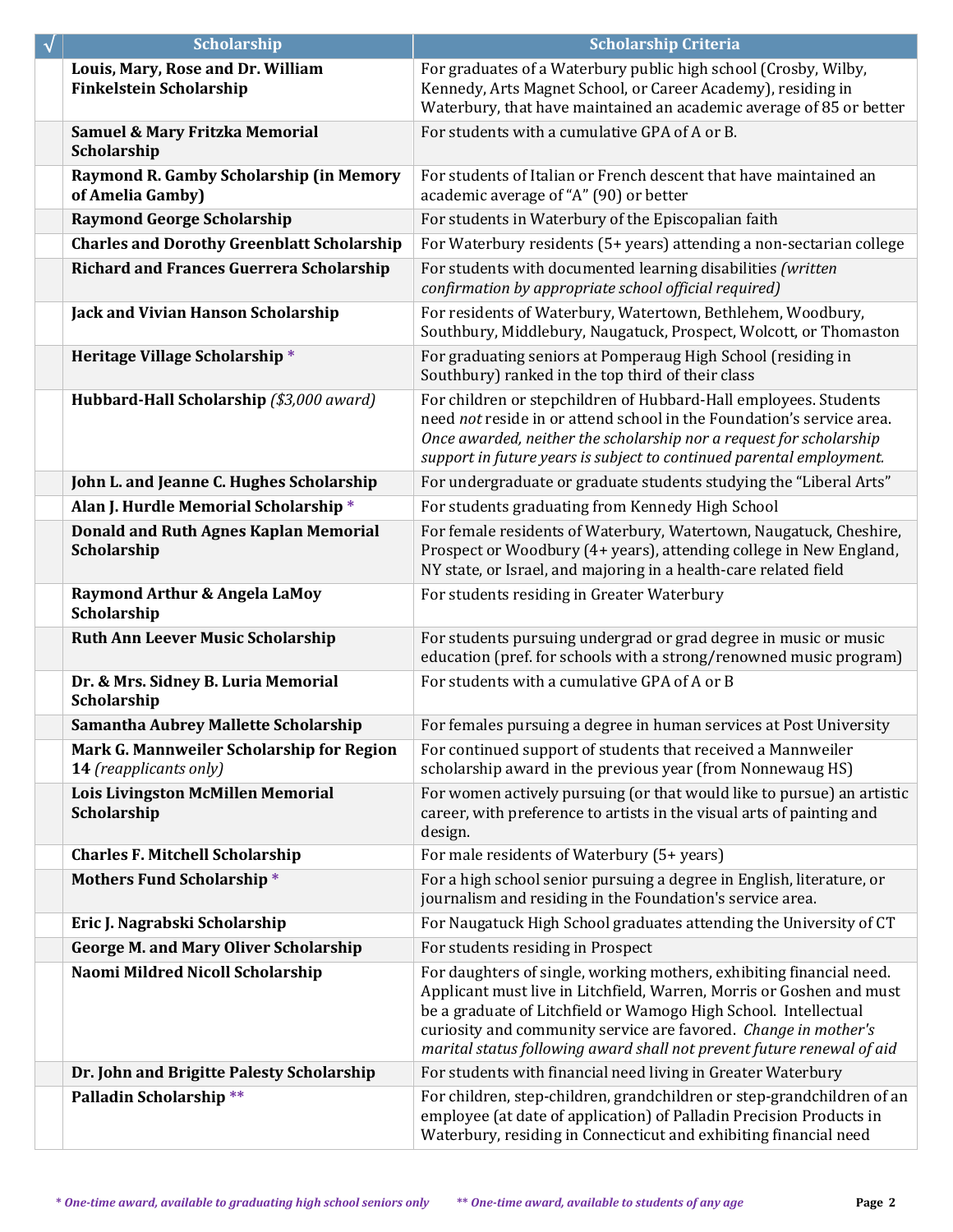| √ | Scholarship | Scholarship Criteria |
|---|---|---|
| | **Louis, Mary, Rose and Dr. William Finkelstein Scholarship** | For graduates of a Waterbury public high school (Crosby, Wilby, Kennedy, Arts Magnet School, or Career Academy), residing in Waterbury, that have maintained an academic average of 85 or better |
| | **Samuel & Mary Fritzka Memorial Scholarship** | For students with a cumulative GPA of A or B. |
| | **Raymond R. Gamby Scholarship (in Memory of Amelia Gamby)** | For students of Italian or French descent that have maintained an academic average of "A" (90) or better |
| | **Raymond George Scholarship** | For students in Waterbury of the Episcopalian faith |
| | **Charles and Dorothy Greenblatt Scholarship** | For Waterbury residents (5+ years) attending a non-sectarian college |
| | **Richard and Frances Guerrera Scholarship** | For students with documented learning disabilities *(written confirmation by appropriate school official required)* |
| | **Jack and Vivian Hanson Scholarship** | For residents of Waterbury, Watertown, Bethlehem, Woodbury, Southbury, Middlebury, Naugatuck, Prospect, Wolcott, or Thomaston |
| | **Heritage Village Scholarship** * | For graduating seniors at Pomperaug High School (residing in Southbury) ranked in the top third of their class |
| | **Hubbard-Hall Scholarship** *($3,000 award)* | For children or stepchildren of Hubbard-Hall employees. Students need *not* reside in or attend school in the Foundation's service area. *Once awarded, neither the scholarship nor a request for scholarship support in future years is subject to continued parental employment.* |
| | **John L. and Jeanne C. Hughes Scholarship** | For undergraduate or graduate students studying the "Liberal Arts" |
| | **Alan J. Hurdle Memorial Scholarship** * | For students graduating from Kennedy High School |
| | **Donald and Ruth Agnes Kaplan Memorial Scholarship** | For female residents of Waterbury, Watertown, Naugatuck, Cheshire, Prospect or Woodbury (4+ years), attending college in New England, NY state, or Israel, and majoring in a health-care related field |
| | **Raymond Arthur & Angela LaMoy Scholarship** | For students residing in Greater Waterbury |
| | **Ruth Ann Leever Music Scholarship** | For students pursuing undergrad or grad degree in music or music education (pref. for schools with a strong/renowned music program) |
| | **Dr. & Mrs. Sidney B. Luria Memorial Scholarship** | For students with a cumulative GPA of A or B |
| | **Samantha Aubrey Mallette Scholarship** | For females pursuing a degree in human services at Post University |
| | **Mark G. Mannweiler Scholarship for Region 14** *(reapplicants only)* | For continued support of students that received a Mannweiler scholarship award in the previous year (from Nonnewaug HS) |
| | **Lois Livingston McMillen Memorial Scholarship** | For women actively pursuing (or that would like to pursue) an artistic career, with preference to artists in the visual arts of painting and design. |
| | **Charles F. Mitchell Scholarship** | For male residents of Waterbury (5+ years) |
| | **Mothers Fund Scholarship** * | For a high school senior pursuing a degree in English, literature, or journalism and residing in the Foundation's service area. |
| | **Eric J. Nagrabski Scholarship** | For Naugatuck High School graduates attending the University of CT |
| | **George M. and Mary Oliver Scholarship** | For students residing in Prospect |
| | **Naomi Mildred Nicoll Scholarship** | For daughters of single, working mothers, exhibiting financial need. Applicant must live in Litchfield, Warren, Morris or Goshen and must be a graduate of Litchfield or Wamogo High School. Intellectual curiosity and community service are favored. *Change in mother's marital status following award shall not prevent future renewal of aid* |
| | **Dr. John and Brigitte Palesty Scholarship** | For students with financial need living in Greater Waterbury |
| | **Palladin Scholarship** ** | For children, step-children, grandchildren or step-grandchildren of an employee (at date of application) of Palladin Precision Products in Waterbury, residing in Connecticut and exhibiting financial need |

*\* One-time award, available to graduating high school seniors only*　　*\*\* One-time award, available to students of any age*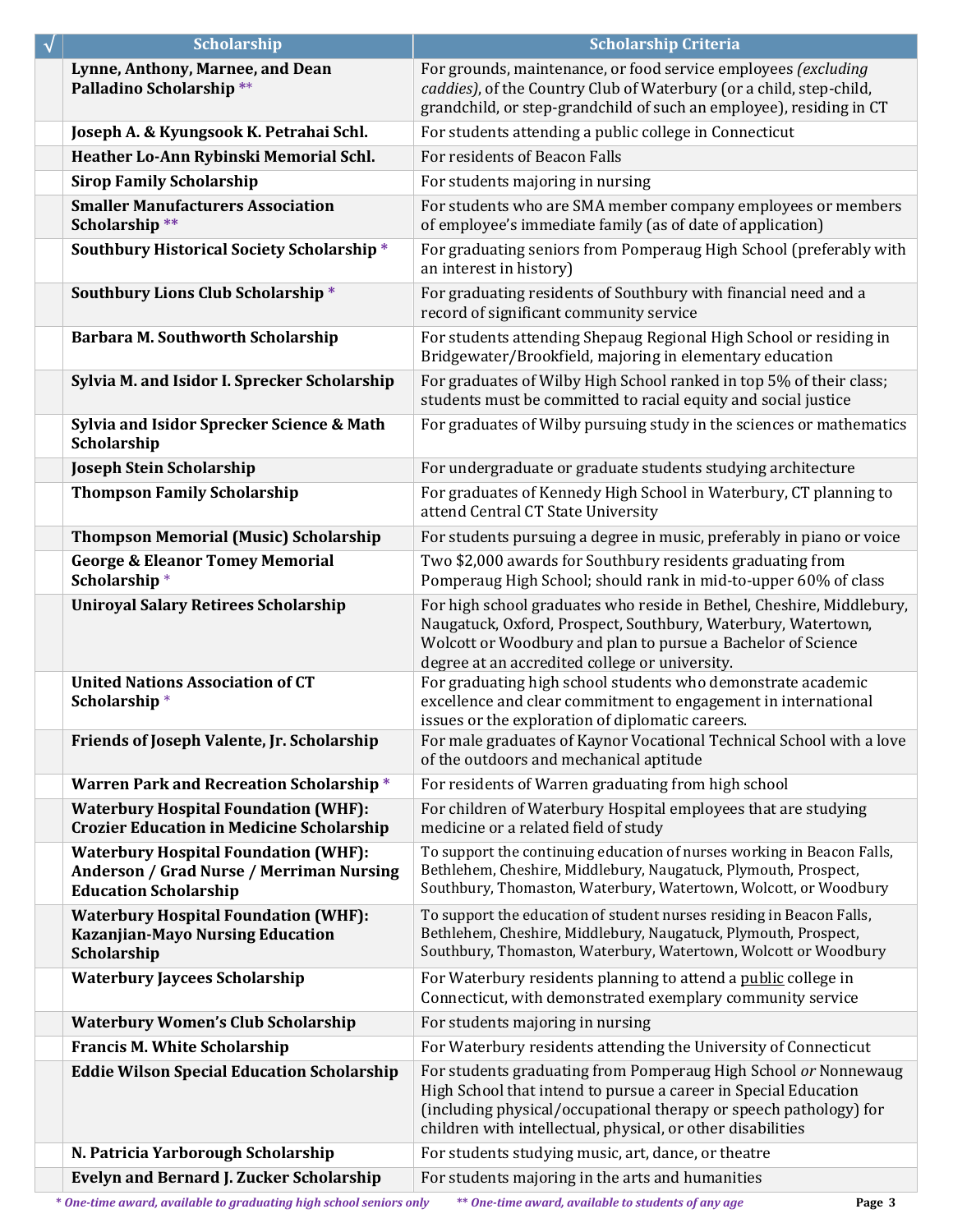| √ | Scholarship | Scholarship Criteria |
|---|---|---|
| | **Lynne, Anthony, Marnee, and Dean Palladino Scholarship** ** | For grounds, maintenance, or food service employees *(excluding caddies)*, of the Country Club of Waterbury (or a child, step-child, grandchild, or step-grandchild of such an employee), residing in CT |
| | **Joseph A. & Kyungsook K. Petrahai Schl.** | For students attending a public college in Connecticut |
| | **Heather Lo-Ann Rybinski Memorial Schl.** | For residents of Beacon Falls |
| | **Sirop Family Scholarship** | For students majoring in nursing |
| | **Smaller Manufacturers Association Scholarship** ** | For students who are SMA member company employees or members of employee's immediate family (as of date of application) |
| | **Southbury Historical Society Scholarship** * | For graduating seniors from Pomperaug High School (preferably with an interest in history) |
| | **Southbury Lions Club Scholarship** * | For graduating residents of Southbury with financial need and a record of significant community service |
| | **Barbara M. Southworth Scholarship** | For students attending Shepaug Regional High School or residing in Bridgewater/Brookfield, majoring in elementary education |
| | **Sylvia M. and Isidor I. Sprecker Scholarship** | For graduates of Wilby High School ranked in top 5% of their class; students must be committed to racial equity and social justice |
| | **Sylvia and Isidor Sprecker Science & Math Scholarship** | For graduates of Wilby pursuing study in the sciences or mathematics |
| | **Joseph Stein Scholarship** | For undergraduate or graduate students studying architecture |
| | **Thompson Family Scholarship** | For graduates of Kennedy High School in Waterbury, CT planning to attend Central CT State University |
| | **Thompson Memorial (Music) Scholarship** | For students pursuing a degree in music, preferably in piano or voice |
| | **George & Eleanor Tomey Memorial Scholarship** * | Two $2,000 awards for Southbury residents graduating from Pomperaug High School; should rank in mid-to-upper 60% of class |
| | **Uniroyal Salary Retirees Scholarship** | For high school graduates who reside in Bethel, Cheshire, Middlebury, Naugatuck, Oxford, Prospect, Southbury, Waterbury, Watertown, Wolcott or Woodbury and plan to pursue a Bachelor of Science degree at an accredited college or university. |
| | **United Nations Association of CT Scholarship** * | For graduating high school students who demonstrate academic excellence and clear commitment to engagement in international issues or the exploration of diplomatic careers. |
| | **Friends of Joseph Valente, Jr. Scholarship** | For male graduates of Kaynor Vocational Technical School with a love of the outdoors and mechanical aptitude |
| | **Warren Park and Recreation Scholarship** * | For residents of Warren graduating from high school |
| | **Waterbury Hospital Foundation (WHF): Crozier Education in Medicine Scholarship** | For children of Waterbury Hospital employees that are studying medicine or a related field of study |
| | **Waterbury Hospital Foundation (WHF): Anderson / Grad Nurse / Merriman Nursing Education Scholarship** | To support the continuing education of nurses working in Beacon Falls, Bethlehem, Cheshire, Middlebury, Naugatuck, Plymouth, Prospect, Southbury, Thomaston, Waterbury, Watertown, Wolcott, or Woodbury |
| | **Waterbury Hospital Foundation (WHF): Kazanjian-Mayo Nursing Education Scholarship** | To support the education of student nurses residing in Beacon Falls, Bethlehem, Cheshire, Middlebury, Naugatuck, Plymouth, Prospect, Southbury, Thomaston, Waterbury, Watertown, Wolcott or Woodbury |
| | **Waterbury Jaycees Scholarship** | For Waterbury residents planning to attend a <u>public</u> college in Connecticut, with demonstrated exemplary community service |
| | **Waterbury Women's Club Scholarship** | For students majoring in nursing |
| | **Francis M. White Scholarship** | For Waterbury residents attending the University of Connecticut |
| | **Eddie Wilson Special Education Scholarship** | For students graduating from Pomperaug High School *or* Nonnewaug High School that intend to pursue a career in Special Education (including physical/occupational therapy or speech pathology) for children with intellectual, physical, or other disabilities |
| | **N. Patricia Yarborough Scholarship** | For students studying music, art, dance, or theatre |
| | **Evelyn and Bernard J. Zucker Scholarship** | For students majoring in the arts and humanities |

*\* One-time award, available to graduating high school seniors only* *\*\* One-time award, available to students of any age*